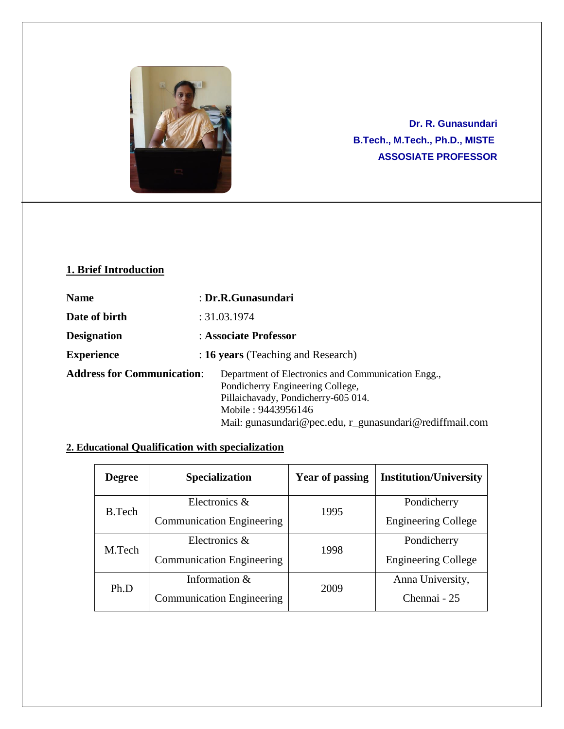**Dr. R. Gunasundari**
**B.Tech., M.Tech., Ph.D., MISTE**
**ASSOSIATE PROFESSOR**

## 1. Brief Introduction

**Name** : **Dr.R.Gunasundari**

**Date of birth** : 31.03.1974

**Designation** : **Associate Professor**

**Experience** : **16 years** (Teaching and Research)

**Address for Communication**: Department of Electronics and Communication Engg.,
Pondicherry Engineering College,
Pillaichavady, Pondicherry-605 014.
Mobile : 9443956146
Mail: gunasundari@pec.edu, r_gunasundari@rediffmail.com

## 2. Educational Qualification with specialization

| Degree | Specialization | Year of passing | Institution/University |
|---|---|---|---|
| B.Tech | Electronics & Communication Engineering | 1995 | Pondicherry Engineering College |
| M.Tech | Electronics & Communication Engineering | 1998 | Pondicherry Engineering College |
| Ph.D | Information & Communication Engineering | 2009 | Anna University, Chennai - 25 |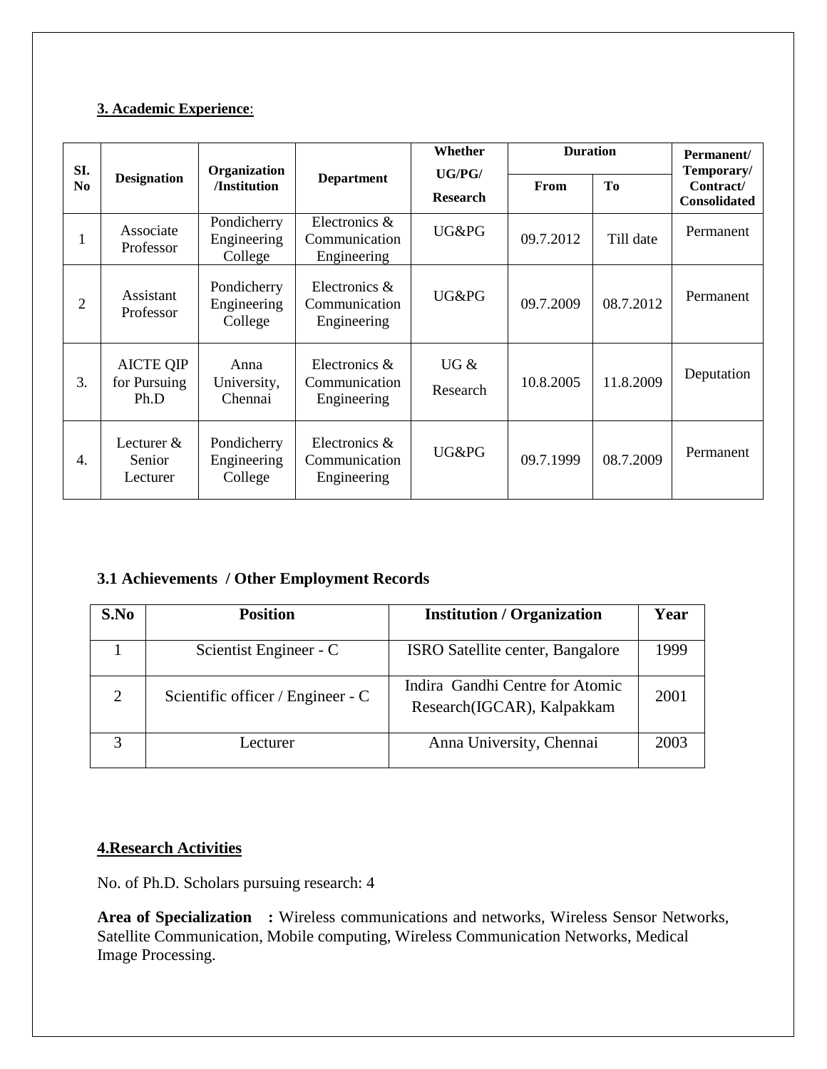## 3. Academic Experience:

| SI. No | Designation | Organization /Institution | Department | Whether UG/PG/ Research | Duration | | Permanent/ Temporary/ Contract/ Consolidated |
|---|---|---|---|---|---|---|---|
| | | | | | From | To | |
| 1 | Associate Professor | Pondicherry Engineering College | Electronics & Communication Engineering | UG&PG | 09.7.2012 | Till date | Permanent |
| 2 | Assistant Professor | Pondicherry Engineering College | Electronics & Communication Engineering | UG&PG | 09.7.2009 | 08.7.2012 | Permanent |
| 3. | AICTE QIP for Pursuing Ph.D | Anna University, Chennai | Electronics & Communication Engineering | UG & Research | 10.8.2005 | 11.8.2009 | Deputation |
| 4. | Lecturer & Senior Lecturer | Pondicherry Engineering College | Electronics & Communication Engineering | UG&PG | 09.7.1999 | 08.7.2009 | Permanent |

### 3.1 Achievements / Other Employment Records

| S.No | Position | Institution / Organization | Year |
|---|---|---|---|
| 1 | Scientist Engineer - C | ISRO Satellite center, Bangalore | 1999 |
| 2 | Scientific officer / Engineer - C | Indira Gandhi Centre for Atomic Research(IGCAR), Kalpakkam | 2001 |
| 3 | Lecturer | Anna University, Chennai | 2003 |

## 4.Research Activities

No. of Ph.D. Scholars pursuing research: 4

**Area of Specialization :** Wireless communications and networks, Wireless Sensor Networks, Satellite Communication, Mobile computing, Wireless Communication Networks, Medical Image Processing.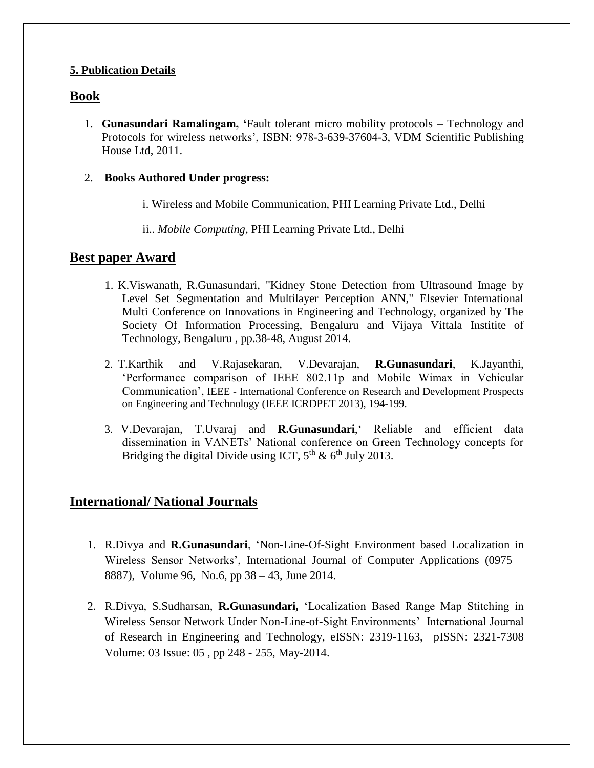**5. Publication Details**

## Book

1. **Gunasundari Ramalingam, '**Fault tolerant micro mobility protocols – Technology and Protocols for wireless networks', ISBN: 978-3-639-37604-3, VDM Scientific Publishing House Ltd, 2011.

2. **Books Authored Under progress:**

   i. Wireless and Mobile Communication, PHI Learning Private Ltd., Delhi

   ii.. *Mobile Computing,* PHI Learning Private Ltd., Delhi

## Best paper Award

1. K.Viswanath, R.Gunasundari, "Kidney Stone Detection from Ultrasound Image by Level Set Segmentation and Multilayer Perception ANN," Elsevier International Multi Conference on Innovations in Engineering and Technology, organized by The Society Of Information Processing, Bengaluru and Vijaya Vittala Institite of Technology, Bengaluru , pp.38-48, August 2014.

2. T.Karthik and V.Rajasekaran, V.Devarajan, **R.Gunasundari**, K.Jayanthi, 'Performance comparison of IEEE 802.11p and Mobile Wimax in Vehicular Communication', IEEE - International Conference on Research and Development Prospects on Engineering and Technology (IEEE ICRDPET 2013), 194-199.

3. V.Devarajan, T.Uvaraj and **R.Gunasundari**,' Reliable and efficient data dissemination in VANETs' National conference on Green Technology concepts for Bridging the digital Divide using ICT, $5^{th}$ & $6^{th}$ July 2013.

## International/ National Journals

1. R.Divya and **R.Gunasundari**, 'Non-Line-Of-Sight Environment based Localization in Wireless Sensor Networks', International Journal of Computer Applications (0975 – 8887), Volume 96, No.6, pp 38 – 43, June 2014.

2. R.Divya, S.Sudharsan, **R.Gunasundari,** 'Localization Based Range Map Stitching in Wireless Sensor Network Under Non-Line-of-Sight Environments' International Journal of Research in Engineering and Technology, eISSN: 2319-1163, pISSN: 2321-7308 Volume: 03 Issue: 05 , pp 248 - 255, May-2014.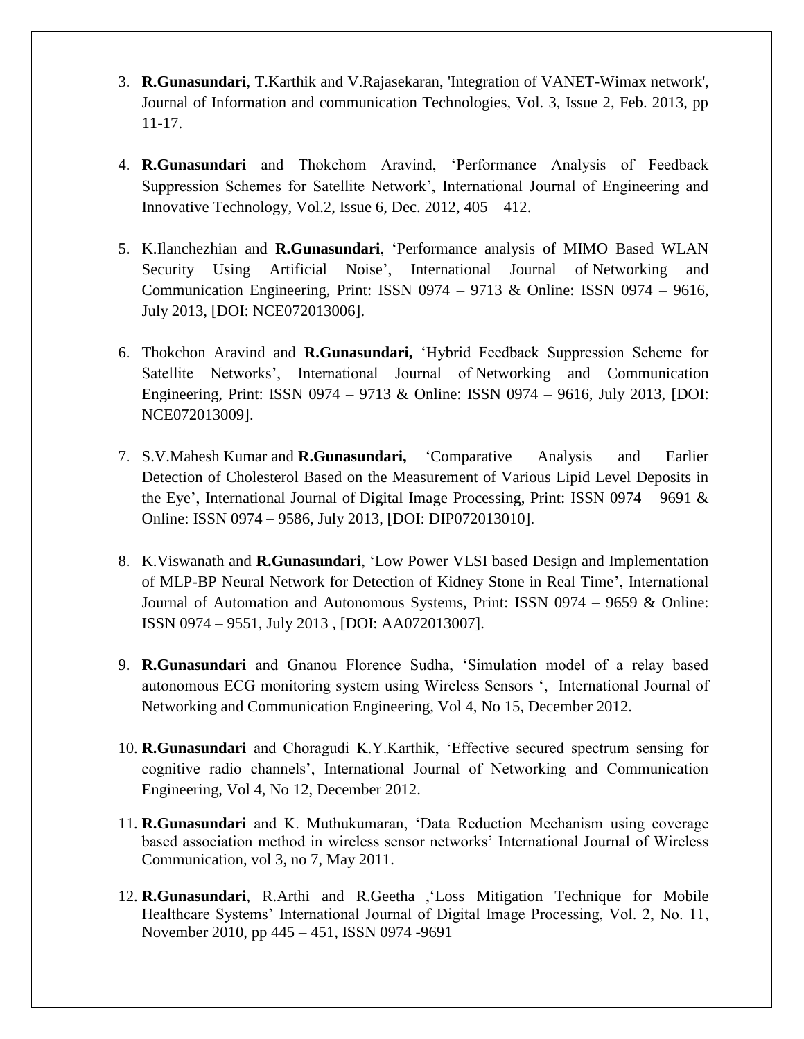3. **R.Gunasundari**, T.Karthik and V.Rajasekaran, 'Integration of VANET-Wimax network', Journal of Information and communication Technologies, Vol. 3, Issue 2, Feb. 2013, pp 11-17.

4. **R.Gunasundari** and Thokchom Aravind, 'Performance Analysis of Feedback Suppression Schemes for Satellite Network', International Journal of Engineering and Innovative Technology, Vol.2, Issue 6, Dec. 2012, 405 – 412.

5. K.Ilanchezhian and **R.Gunasundari**, 'Performance analysis of MIMO Based WLAN Security Using Artificial Noise', International Journal of Networking and Communication Engineering, Print: ISSN 0974 – 9713 & Online: ISSN 0974 – 9616, July 2013, [DOI: NCE072013006].

6. Thokchon Aravind and **R.Gunasundari,** 'Hybrid Feedback Suppression Scheme for Satellite Networks', International Journal of Networking and Communication Engineering, Print: ISSN 0974 – 9713 & Online: ISSN 0974 – 9616, July 2013, [DOI: NCE072013009].

7. S.V.Mahesh Kumar and **R.Gunasundari,** 'Comparative Analysis and Earlier Detection of Cholesterol Based on the Measurement of Various Lipid Level Deposits in the Eye', International Journal of Digital Image Processing, Print: ISSN 0974 – 9691 & Online: ISSN 0974 – 9586, July 2013, [DOI: DIP072013010].

8. K.Viswanath and **R.Gunasundari**, 'Low Power VLSI based Design and Implementation of MLP-BP Neural Network for Detection of Kidney Stone in Real Time', International Journal of Automation and Autonomous Systems, Print: ISSN 0974 – 9659 & Online: ISSN 0974 – 9551, July 2013 , [DOI: AA072013007].

9. **R.Gunasundari** and Gnanou Florence Sudha, 'Simulation model of a relay based autonomous ECG monitoring system using Wireless Sensors ', International Journal of Networking and Communication Engineering, Vol 4, No 15, December 2012.

10. **R.Gunasundari** and Choragudi K.Y.Karthik, 'Effective secured spectrum sensing for cognitive radio channels', International Journal of Networking and Communication Engineering, Vol 4, No 12, December 2012.

11. **R.Gunasundari** and K. Muthukumaran, 'Data Reduction Mechanism using coverage based association method in wireless sensor networks' International Journal of Wireless Communication, vol 3, no 7, May 2011.

12. **R.Gunasundari**, R.Arthi and R.Geetha ,'Loss Mitigation Technique for Mobile Healthcare Systems' International Journal of Digital Image Processing, Vol. 2, No. 11, November 2010, pp 445 – 451, ISSN 0974 -9691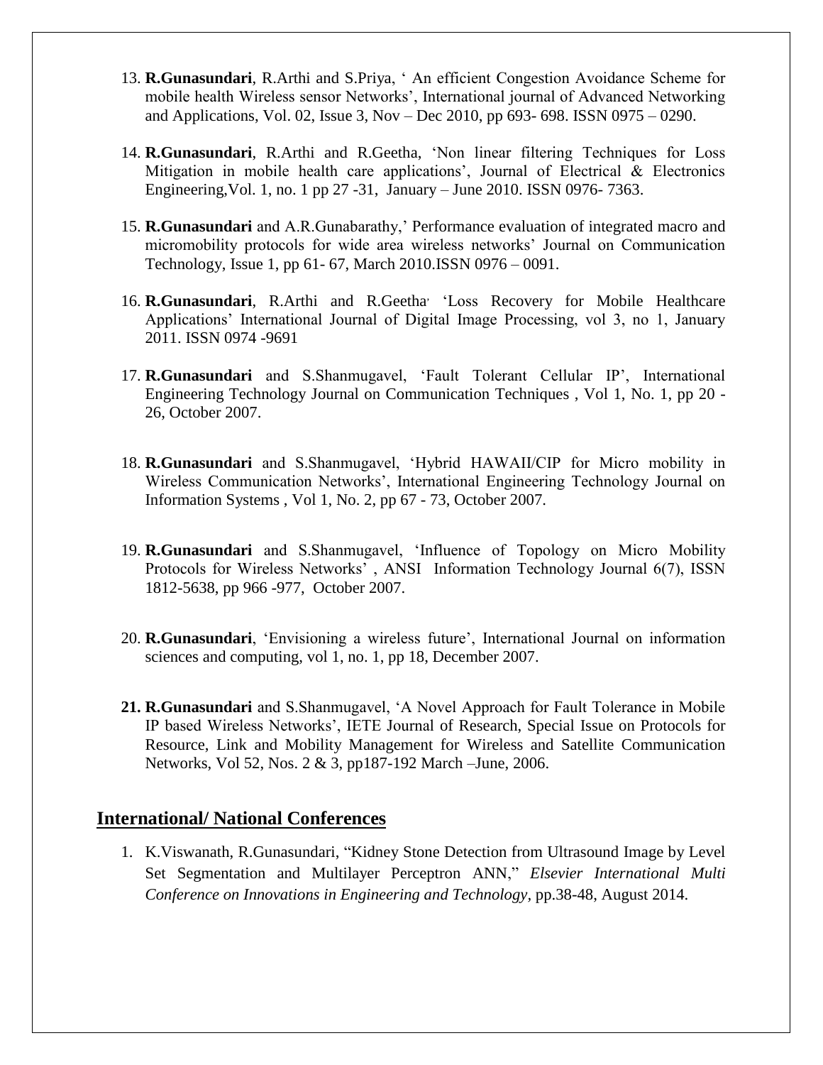13. **R.Gunasundari**, R.Arthi and S.Priya, ' An efficient Congestion Avoidance Scheme for mobile health Wireless sensor Networks', International journal of Advanced Networking and Applications, Vol. 02, Issue 3, Nov – Dec 2010, pp 693- 698. ISSN 0975 – 0290.

14. **R.Gunasundari**, R.Arthi and R.Geetha, 'Non linear filtering Techniques for Loss Mitigation in mobile health care applications', Journal of Electrical & Electronics Engineering,Vol. 1, no. 1 pp 27 -31, January – June 2010. ISSN 0976- 7363.

15. **R.Gunasundari** and A.R.Gunabarathy,' Performance evaluation of integrated macro and micromobility protocols for wide area wireless networks' Journal on Communication Technology, Issue 1, pp 61- 67, March 2010.ISSN 0976 – 0091.

16. **R.Gunasundari**, R.Arthi and R.Geetha, 'Loss Recovery for Mobile Healthcare Applications' International Journal of Digital Image Processing, vol 3, no 1, January 2011. ISSN 0974 -9691

17. **R.Gunasundari** and S.Shanmugavel, 'Fault Tolerant Cellular IP', International Engineering Technology Journal on Communication Techniques , Vol 1, No. 1, pp 20 - 26, October 2007.

18. **R.Gunasundari** and S.Shanmugavel, 'Hybrid HAWAII/CIP for Micro mobility in Wireless Communication Networks', International Engineering Technology Journal on Information Systems , Vol 1, No. 2, pp 67 - 73, October 2007.

19. **R.Gunasundari** and S.Shanmugavel, 'Influence of Topology on Micro Mobility Protocols for Wireless Networks' , ANSI Information Technology Journal 6(7), ISSN 1812-5638, pp 966 -977, October 2007.

20. **R.Gunasundari**, 'Envisioning a wireless future', International Journal on information sciences and computing, vol 1, no. 1, pp 18, December 2007.

21. **R.Gunasundari** and S.Shanmugavel, 'A Novel Approach for Fault Tolerance in Mobile IP based Wireless Networks', IETE Journal of Research, Special Issue on Protocols for Resource, Link and Mobility Management for Wireless and Satellite Communication Networks, Vol 52, Nos. 2 & 3, pp187-192 March –June, 2006.

## International/ National Conferences

1. K.Viswanath, R.Gunasundari, "Kidney Stone Detection from Ultrasound Image by Level Set Segmentation and Multilayer Perceptron ANN," *Elsevier International Multi Conference on Innovations in Engineering and Technology,* pp.38-48, August 2014.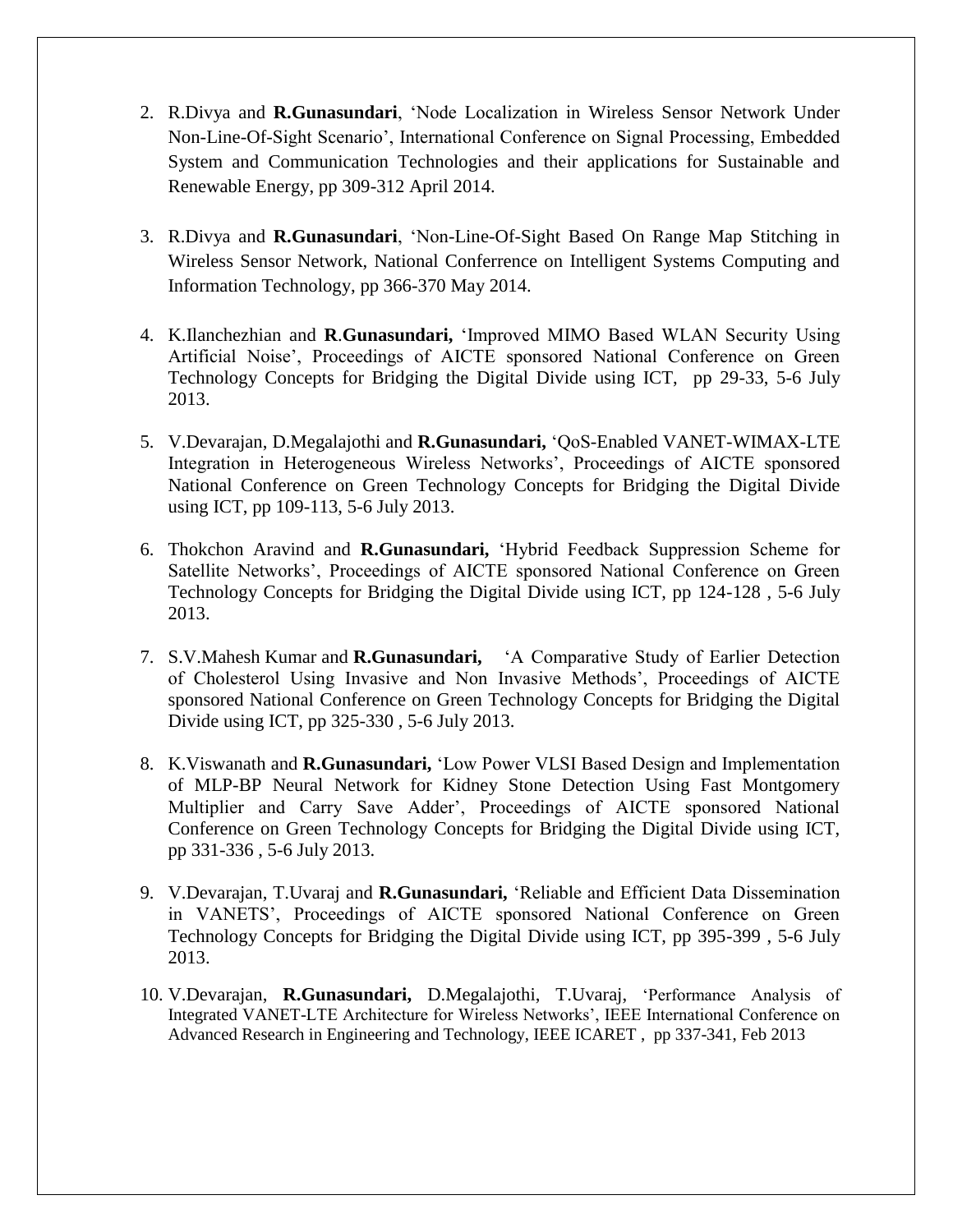2. R.Divya and **R.Gunasundari**, 'Node Localization in Wireless Sensor Network Under Non-Line-Of-Sight Scenario', International Conference on Signal Processing, Embedded System and Communication Technologies and their applications for Sustainable and Renewable Energy, pp 309-312 April 2014.

3. R.Divya and **R.Gunasundari**, 'Non-Line-Of-Sight Based On Range Map Stitching in Wireless Sensor Network, National Conferrence on Intelligent Systems Computing and Information Technology, pp 366-370 May 2014.

4. K.Ilanchezhian and **R.Gunasundari,** 'Improved MIMO Based WLAN Security Using Artificial Noise', Proceedings of AICTE sponsored National Conference on Green Technology Concepts for Bridging the Digital Divide using ICT, pp 29-33, 5-6 July 2013.

5. V.Devarajan, D.Megalajothi and **R.Gunasundari,** 'QoS-Enabled VANET-WIMAX-LTE Integration in Heterogeneous Wireless Networks', Proceedings of AICTE sponsored National Conference on Green Technology Concepts for Bridging the Digital Divide using ICT, pp 109-113, 5-6 July 2013.

6. Thokchon Aravind and **R.Gunasundari,** 'Hybrid Feedback Suppression Scheme for Satellite Networks', Proceedings of AICTE sponsored National Conference on Green Technology Concepts for Bridging the Digital Divide using ICT, pp 124-128 , 5-6 July 2013.

7. S.V.Mahesh Kumar and **R.Gunasundari,** 'A Comparative Study of Earlier Detection of Cholesterol Using Invasive and Non Invasive Methods', Proceedings of AICTE sponsored National Conference on Green Technology Concepts for Bridging the Digital Divide using ICT, pp 325-330 , 5-6 July 2013.

8. K.Viswanath and **R.Gunasundari,** 'Low Power VLSI Based Design and Implementation of MLP-BP Neural Network for Kidney Stone Detection Using Fast Montgomery Multiplier and Carry Save Adder', Proceedings of AICTE sponsored National Conference on Green Technology Concepts for Bridging the Digital Divide using ICT, pp 331-336 , 5-6 July 2013.

9. V.Devarajan, T.Uvaraj and **R.Gunasundari,** 'Reliable and Efficient Data Dissemination in VANETS', Proceedings of AICTE sponsored National Conference on Green Technology Concepts for Bridging the Digital Divide using ICT, pp 395-399 , 5-6 July 2013.

10. V.Devarajan, **R.Gunasundari,** D.Megalajothi, T.Uvaraj, 'Performance Analysis of Integrated VANET-LTE Architecture for Wireless Networks', IEEE International Conference on Advanced Research in Engineering and Technology, IEEE ICARET , pp 337-341, Feb 2013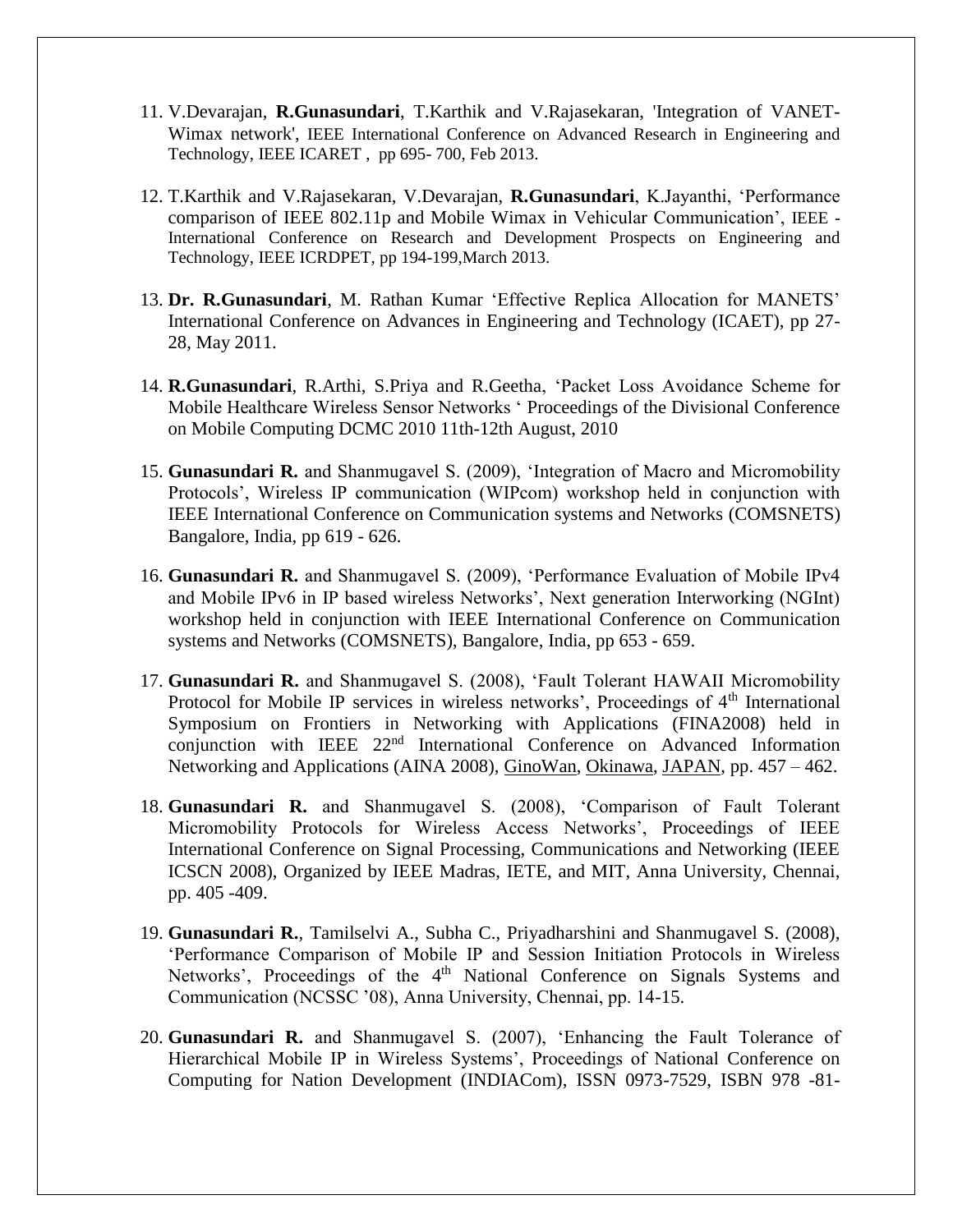11. V.Devarajan, **R.Gunasundari**, T.Karthik and V.Rajasekaran, 'Integration of VANET-Wimax network', IEEE International Conference on Advanced Research in Engineering and Technology, IEEE ICARET , pp 695- 700, Feb 2013.

12. T.Karthik and V.Rajasekaran, V.Devarajan, **R.Gunasundari**, K.Jayanthi, 'Performance comparison of IEEE 802.11p and Mobile Wimax in Vehicular Communication', IEEE - International Conference on Research and Development Prospects on Engineering and Technology, IEEE ICRDPET, pp 194-199,March 2013.

13. **Dr. R.Gunasundari**, M. Rathan Kumar 'Effective Replica Allocation for MANETS' International Conference on Advances in Engineering and Technology (ICAET), pp 27-28, May 2011.

14. **R.Gunasundari**, R.Arthi, S.Priya and R.Geetha, 'Packet Loss Avoidance Scheme for Mobile Healthcare Wireless Sensor Networks ' Proceedings of the Divisional Conference on Mobile Computing DCMC 2010 11th-12th August, 2010

15. **Gunasundari R.** and Shanmugavel S. (2009), 'Integration of Macro and Micromobility Protocols', Wireless IP communication (WIPcom) workshop held in conjunction with IEEE International Conference on Communication systems and Networks (COMSNETS) Bangalore, India, pp 619 - 626.

16. **Gunasundari R.** and Shanmugavel S. (2009), 'Performance Evaluation of Mobile IPv4 and Mobile IPv6 in IP based wireless Networks', Next generation Interworking (NGInt) workshop held in conjunction with IEEE International Conference on Communication systems and Networks (COMSNETS), Bangalore, India, pp 653 - 659.

17. **Gunasundari R.** and Shanmugavel S. (2008), 'Fault Tolerant HAWAII Micromobility Protocol for Mobile IP services in wireless networks', Proceedings of 4th International Symposium on Frontiers in Networking with Applications (FINA2008) held in conjunction with IEEE 22nd International Conference on Advanced Information Networking and Applications (AINA 2008), GinoWan, Okinawa, JAPAN, pp. 457 – 462.

18. **Gunasundari R.** and Shanmugavel S. (2008), 'Comparison of Fault Tolerant Micromobility Protocols for Wireless Access Networks', Proceedings of IEEE International Conference on Signal Processing, Communications and Networking (IEEE ICSCN 2008), Organized by IEEE Madras, IETE, and MIT, Anna University, Chennai, pp. 405 -409.

19. **Gunasundari R.**, Tamilselvi A., Subha C., Priyadharshini and Shanmugavel S. (2008), 'Performance Comparison of Mobile IP and Session Initiation Protocols in Wireless Networks', Proceedings of the 4th National Conference on Signals Systems and Communication (NCSSC '08), Anna University, Chennai, pp. 14-15.

20. **Gunasundari R.** and Shanmugavel S. (2007), 'Enhancing the Fault Tolerance of Hierarchical Mobile IP in Wireless Systems', Proceedings of National Conference on Computing for Nation Development (INDIACom), ISSN 0973-7529, ISBN 978 -81-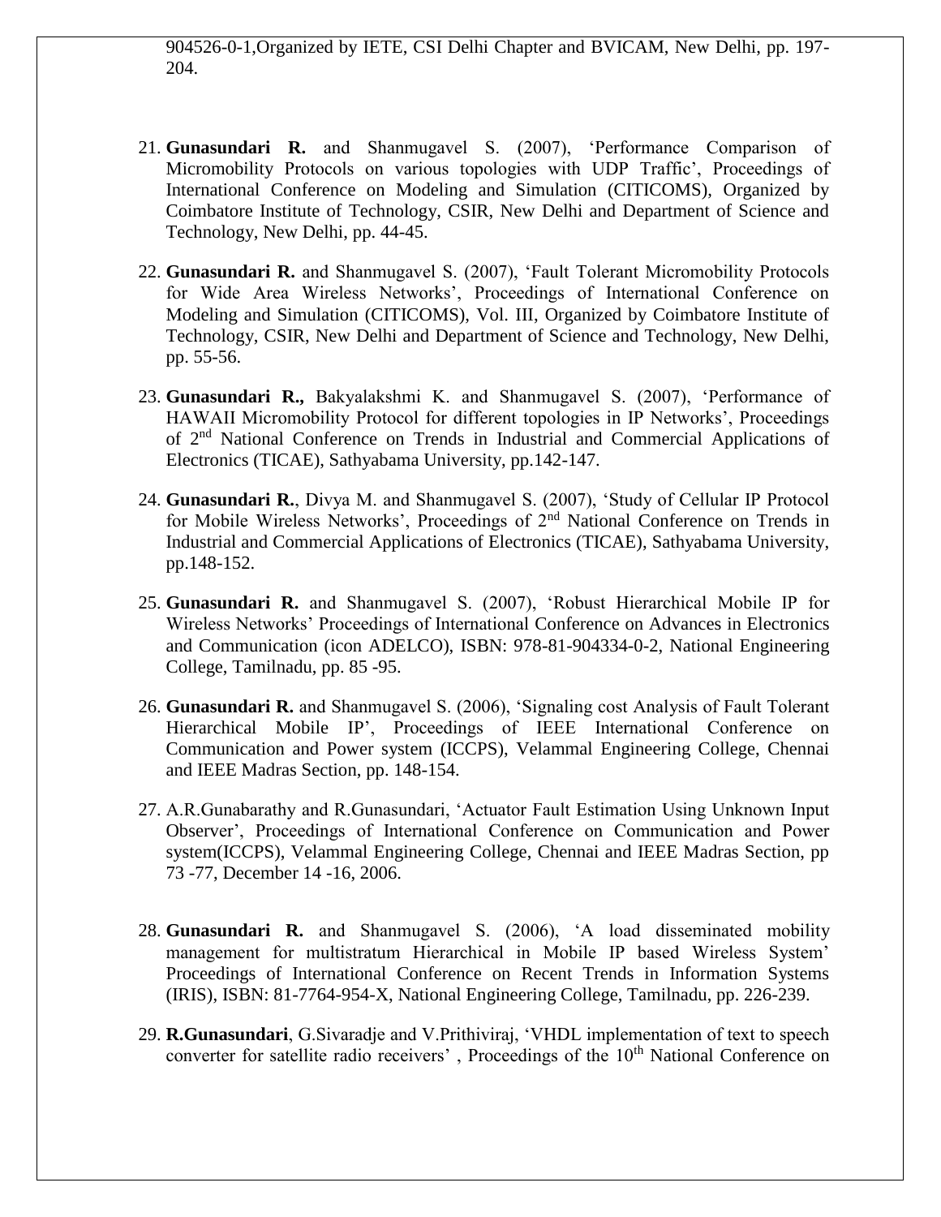904526-0-1,Organized by IETE, CSI Delhi Chapter and BVICAM, New Delhi, pp. 197-204.

21. **Gunasundari R.** and Shanmugavel S. (2007), 'Performance Comparison of Micromobility Protocols on various topologies with UDP Traffic', Proceedings of International Conference on Modeling and Simulation (CITICOMS), Organized by Coimbatore Institute of Technology, CSIR, New Delhi and Department of Science and Technology, New Delhi, pp. 44-45.

22. **Gunasundari R.** and Shanmugavel S. (2007), 'Fault Tolerant Micromobility Protocols for Wide Area Wireless Networks', Proceedings of International Conference on Modeling and Simulation (CITICOMS), Vol. III, Organized by Coimbatore Institute of Technology, CSIR, New Delhi and Department of Science and Technology, New Delhi, pp. 55-56.

23. **Gunasundari R.,** Bakyalakshmi K. and Shanmugavel S. (2007), 'Performance of HAWAII Micromobility Protocol for different topologies in IP Networks', Proceedings of 2nd National Conference on Trends in Industrial and Commercial Applications of Electronics (TICAE), Sathyabama University, pp.142-147.

24. **Gunasundari R.**, Divya M. and Shanmugavel S. (2007), 'Study of Cellular IP Protocol for Mobile Wireless Networks', Proceedings of 2nd National Conference on Trends in Industrial and Commercial Applications of Electronics (TICAE), Sathyabama University, pp.148-152.

25. **Gunasundari R.** and Shanmugavel S. (2007), 'Robust Hierarchical Mobile IP for Wireless Networks' Proceedings of International Conference on Advances in Electronics and Communication (icon ADELCO), ISBN: 978-81-904334-0-2, National Engineering College, Tamilnadu, pp. 85 -95.

26. **Gunasundari R.** and Shanmugavel S. (2006), 'Signaling cost Analysis of Fault Tolerant Hierarchical Mobile IP', Proceedings of IEEE International Conference on Communication and Power system (ICCPS), Velammal Engineering College, Chennai and IEEE Madras Section, pp. 148-154.

27. A.R.Gunabarathy and R.Gunasundari, 'Actuator Fault Estimation Using Unknown Input Observer', Proceedings of International Conference on Communication and Power system(ICCPS), Velammal Engineering College, Chennai and IEEE Madras Section, pp 73 -77, December 14 -16, 2006.

28. **Gunasundari R.** and Shanmugavel S. (2006), 'A load disseminated mobility management for multistratum Hierarchical in Mobile IP based Wireless System' Proceedings of International Conference on Recent Trends in Information Systems (IRIS), ISBN: 81-7764-954-X, National Engineering College, Tamilnadu, pp. 226-239.

29. **R.Gunasundari**, G.Sivaradje and V.Prithiviraj, 'VHDL implementation of text to speech converter for satellite radio receivers' , Proceedings of the 10th National Conference on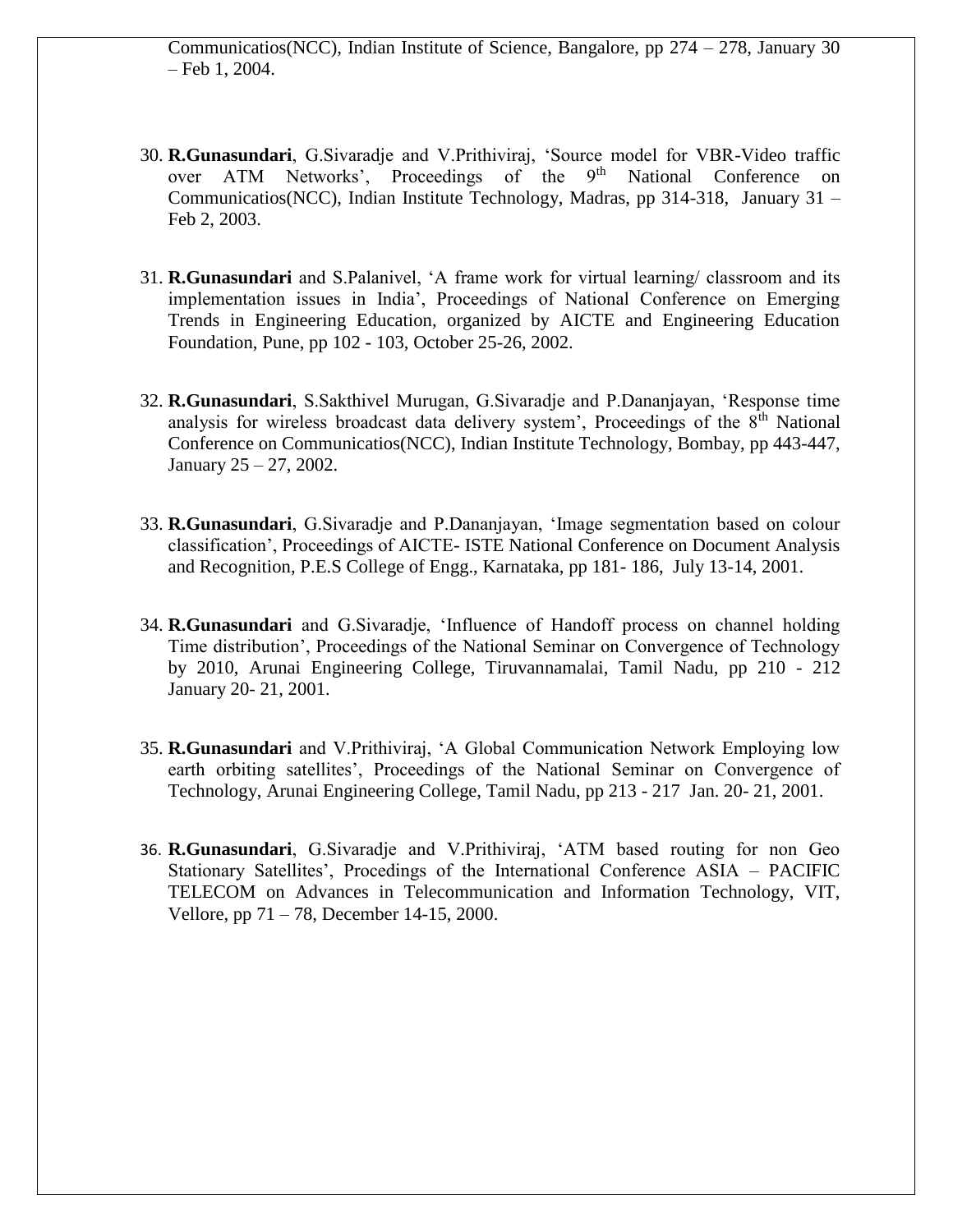Communicatios(NCC), Indian Institute of Science, Bangalore, pp 274 – 278, January 30 – Feb 1, 2004.

30. **R.Gunasundari**, G.Sivaradje and V.Prithiviraj, 'Source model for VBR-Video traffic over ATM Networks', Proceedings of the 9th National Conference on Communicatios(NCC), Indian Institute Technology, Madras, pp 314-318, January 31 – Feb 2, 2003.

31. **R.Gunasundari** and S.Palanivel, 'A frame work for virtual learning/ classroom and its implementation issues in India', Proceedings of National Conference on Emerging Trends in Engineering Education, organized by AICTE and Engineering Education Foundation, Pune, pp 102 - 103, October 25-26, 2002.

32. **R.Gunasundari**, S.Sakthivel Murugan, G.Sivaradje and P.Dananjayan, 'Response time analysis for wireless broadcast data delivery system', Proceedings of the 8th National Conference on Communicatios(NCC), Indian Institute Technology, Bombay, pp 443-447, January 25 – 27, 2002.

33. **R.Gunasundari**, G.Sivaradje and P.Dananjayan, 'Image segmentation based on colour classification', Proceedings of AICTE- ISTE National Conference on Document Analysis and Recognition, P.E.S College of Engg., Karnataka, pp 181- 186, July 13-14, 2001.

34. **R.Gunasundari** and G.Sivaradje, 'Influence of Handoff process on channel holding Time distribution', Proceedings of the National Seminar on Convergence of Technology by 2010, Arunai Engineering College, Tiruvannamalai, Tamil Nadu, pp 210 - 212 January 20- 21, 2001.

35. **R.Gunasundari** and V.Prithiviraj, 'A Global Communication Network Employing low earth orbiting satellites', Proceedings of the National Seminar on Convergence of Technology, Arunai Engineering College, Tamil Nadu, pp 213 - 217 Jan. 20- 21, 2001.

36. **R.Gunasundari**, G.Sivaradje and V.Prithiviraj, 'ATM based routing for non Geo Stationary Satellites', Procedings of the International Conference ASIA – PACIFIC TELECOM on Advances in Telecommunication and Information Technology, VIT, Vellore, pp 71 – 78, December 14-15, 2000.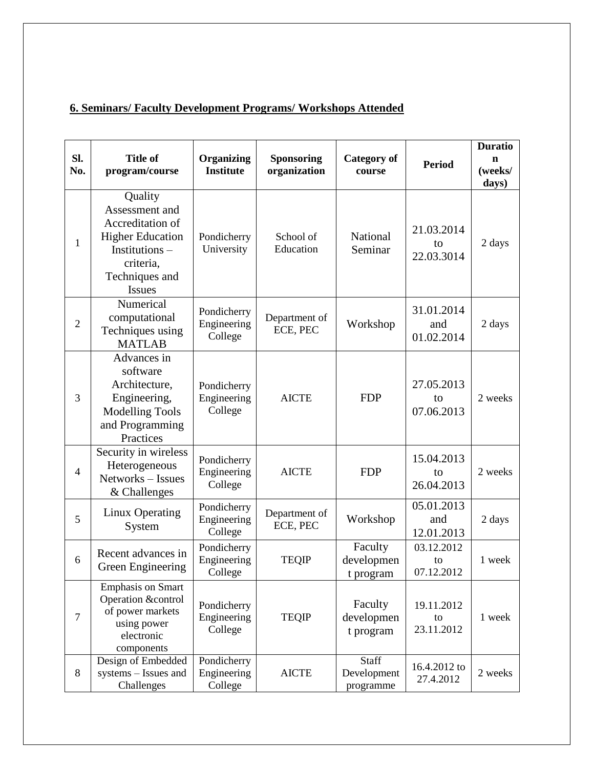**6. Seminars/ Faculty Development Programs/ Workshops Attended**

| Sl. No. | Title of program/course | Organizing Institute | Sponsoring organization | Category of course | Period | Duration (weeks/ days) |
|---|---|---|---|---|---|---|
| 1 | Quality Assessment and Accreditation of Higher Education Institutions – criteria, Techniques and Issues | Pondicherry University | School of Education | National Seminar | 21.03.2014 to 22.03.3014 | 2 days |
| 2 | Numerical computational Techniques using MATLAB | Pondicherry Engineering College | Department of ECE, PEC | Workshop | 31.01.2014 and 01.02.2014 | 2 days |
| 3 | Advances in software Architecture, Engineering, Modelling Tools and Programming Practices | Pondicherry Engineering College | AICTE | FDP | 27.05.2013 to 07.06.2013 | 2 weeks |
| 4 | Security in wireless Heterogeneous Networks – Issues & Challenges | Pondicherry Engineering College | AICTE | FDP | 15.04.2013 to 26.04.2013 | 2 weeks |
| 5 | Linux Operating System | Pondicherry Engineering College | Department of ECE, PEC | Workshop | 05.01.2013 and 12.01.2013 | 2 days |
| 6 | Recent advances in Green Engineering | Pondicherry Engineering College | TEQIP | Faculty development program | 03.12.2012 to 07.12.2012 | 1 week |
| 7 | Emphasis on Smart Operation &control of power markets using power electronic components | Pondicherry Engineering College | TEQIP | Faculty development program | 19.11.2012 to 23.11.2012 | 1 week |
| 8 | Design of Embedded systems – Issues and Challenges | Pondicherry Engineering College | AICTE | Staff Development programme | 16.4.2012 to 27.4.2012 | 2 weeks |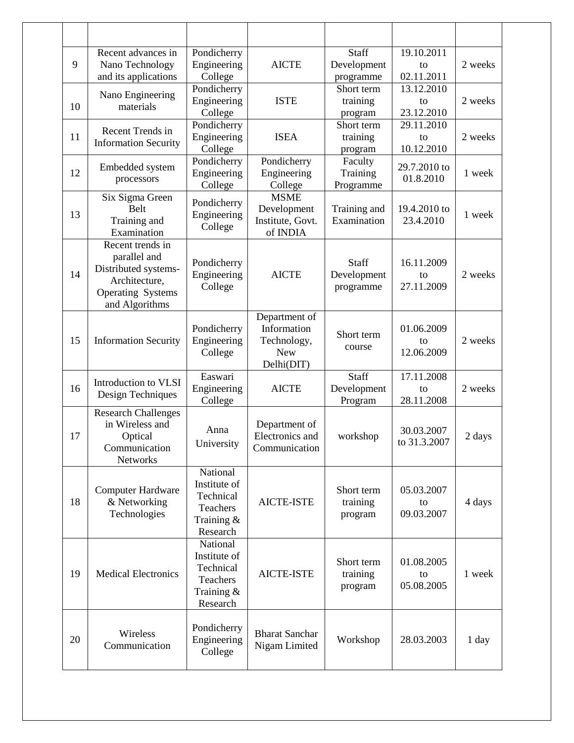| | | | | | | |
|---|---|---|---|---|---|---|
| 9 | Recent advances in Nano Technology and its applications | Pondicherry Engineering College | AICTE | Staff Development programme | 19.10.2011 to 02.11.2011 | 2 weeks |
| 10 | Nano Engineering materials | Pondicherry Engineering College | ISTE | Short term training program | 13.12.2010 to 23.12.2010 | 2 weeks |
| 11 | Recent Trends in Information Security | Pondicherry Engineering College | ISEA | Short term training program | 29.11.2010 to 10.12.2010 | 2 weeks |
| 12 | Embedded system processors | Pondicherry Engineering College | Pondicherry Engineering College | Faculty Training Programme | 29.7.2010 to 01.8.2010 | 1 week |
| 13 | Six Sigma Green Belt Training and Examination | Pondicherry Engineering College | MSME Development Institute, Govt. of INDIA | Training and Examination | 19.4.2010 to 23.4.2010 | 1 week |
| 14 | Recent trends in parallel and Distributed systems-Architecture, Operating Systems and Algorithms | Pondicherry Engineering College | AICTE | Staff Development programme | 16.11.2009 to 27.11.2009 | 2 weeks |
| 15 | Information Security | Pondicherry Engineering College | Department of Information Technology, New Delhi(DIT) | Short term course | 01.06.2009 to 12.06.2009 | 2 weeks |
| 16 | Introduction to VLSI Design Techniques | Easwari Engineering College | AICTE | Staff Development Program | 17.11.2008 to 28.11.2008 | 2 weeks |
| 17 | Research Challenges in Wireless and Optical Communication Networks | Anna University | Department of Electronics and Communication | workshop | 30.03.2007 to 31.3.2007 | 2 days |
| 18 | Computer Hardware & Networking Technologies | National Institute of Technical Teachers Training & Research | AICTE-ISTE | Short term training program | 05.03.2007 to 09.03.2007 | 4 days |
| 19 | Medical Electronics | National Institute of Technical Teachers Training & Research | AICTE-ISTE | Short term training program | 01.08.2005 to 05.08.2005 | 1 week |
| 20 | Wireless Communication | Pondicherry Engineering College | Bharat Sanchar Nigam Limited | Workshop | 28.03.2003 | 1 day |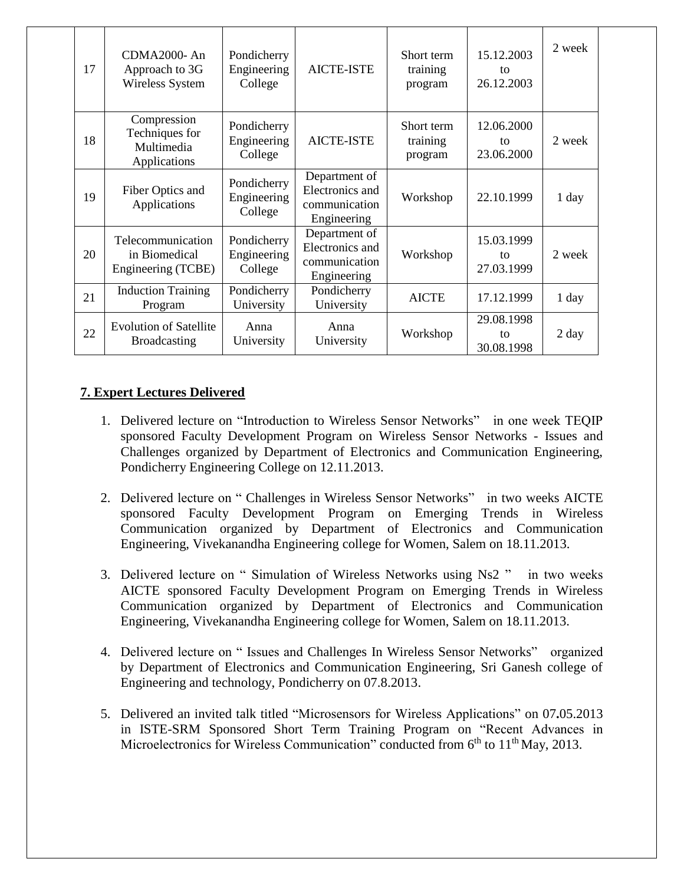| 17 | CDMA2000- An Approach to 3G Wireless System | Pondicherry Engineering College | AICTE-ISTE | Short term training program | 15.12.2003 to 26.12.2003 | 2 week |
|---|---|---|---|---|---|---|
| 18 | Compression Techniques for Multimedia Applications | Pondicherry Engineering College | AICTE-ISTE | Short term training program | 12.06.2000 to 23.06.2000 | 2 week |
| 19 | Fiber Optics and Applications | Pondicherry Engineering College | Department of Electronics and communication Engineering | Workshop | 22.10.1999 | 1 day |
| 20 | Telecommunication in Biomedical Engineering (TCBE) | Pondicherry Engineering College | Department of Electronics and communication Engineering | Workshop | 15.03.1999 to 27.03.1999 | 2 week |
| 21 | Induction Training Program | Pondicherry University | Pondicherry University | AICTE | 17.12.1999 | 1 day |
| 22 | Evolution of Satellite Broadcasting | Anna University | Anna University | Workshop | 29.08.1998 to 30.08.1998 | 2 day |

## 7. Expert Lectures Delivered

1. Delivered lecture on "Introduction to Wireless Sensor Networks" in one week TEQIP sponsored Faculty Development Program on Wireless Sensor Networks - Issues and Challenges organized by Department of Electronics and Communication Engineering, Pondicherry Engineering College on 12.11.2013.

2. Delivered lecture on " Challenges in Wireless Sensor Networks" in two weeks AICTE sponsored Faculty Development Program on Emerging Trends in Wireless Communication organized by Department of Electronics and Communication Engineering, Vivekanandha Engineering college for Women, Salem on 18.11.2013.

3. Delivered lecture on " Simulation of Wireless Networks using Ns2 " in two weeks AICTE sponsored Faculty Development Program on Emerging Trends in Wireless Communication organized by Department of Electronics and Communication Engineering, Vivekanandha Engineering college for Women, Salem on 18.11.2013.

4. Delivered lecture on " Issues and Challenges In Wireless Sensor Networks" organized by Department of Electronics and Communication Engineering, Sri Ganesh college of Engineering and technology, Pondicherry on 07.8.2013.

5. Delivered an invited talk titled "Microsensors for Wireless Applications" on 07.05.2013 in ISTE-SRM Sponsored Short Term Training Program on "Recent Advances in Microelectronics for Wireless Communication" conducted from 6th to 11th May, 2013.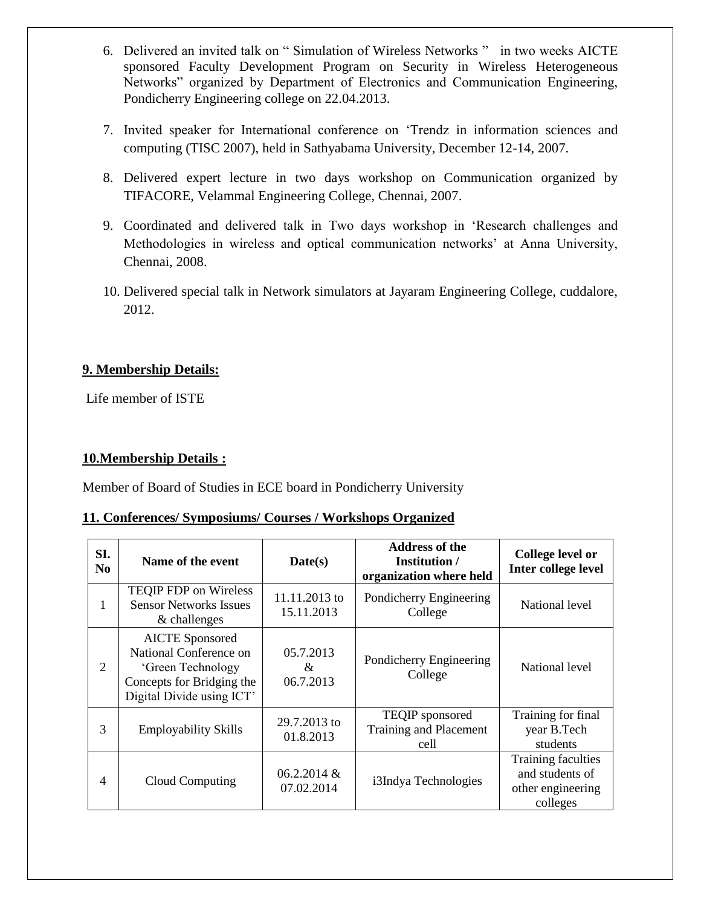6. Delivered an invited talk on " Simulation of Wireless Networks " in two weeks AICTE sponsored Faculty Development Program on Security in Wireless Heterogeneous Networks" organized by Department of Electronics and Communication Engineering, Pondicherry Engineering college on 22.04.2013.

7. Invited speaker for International conference on 'Trendz in information sciences and computing (TISC 2007), held in Sathyabama University, December 12-14, 2007.

8. Delivered expert lecture in two days workshop on Communication organized by TIFACORE, Velammal Engineering College, Chennai, 2007.

9. Coordinated and delivered talk in Two days workshop in 'Research challenges and Methodologies in wireless and optical communication networks' at Anna University, Chennai, 2008.

10. Delivered special talk in Network simulators at Jayaram Engineering College, cuddalore, 2012.

**9. Membership Details:**

Life member of ISTE

**10.Membership Details :**

Member of Board of Studies in ECE board in Pondicherry University

**11. Conferences/ Symposiums/ Courses / Workshops Organized**

| SI. No | Name of the event | Date(s) | Address of the Institution / organization where held | College level or Inter college level |
|---|---|---|---|---|
| 1 | TEQIP FDP on Wireless Sensor Networks Issues & challenges | 11.11.2013 to 15.11.2013 | Pondicherry Engineering College | National level |
| 2 | AICTE Sponsored National Conference on 'Green Technology Concepts for Bridging the Digital Divide using ICT' | 05.7.2013 & 06.7.2013 | Pondicherry Engineering College | National level |
| 3 | Employability Skills | 29.7.2013 to 01.8.2013 | TEQIP sponsored Training and Placement cell | Training for final year B.Tech students |
| 4 | Cloud Computing | 06.2.2014 & 07.02.2014 | i3Indya Technologies | Training faculties and students of other engineering colleges |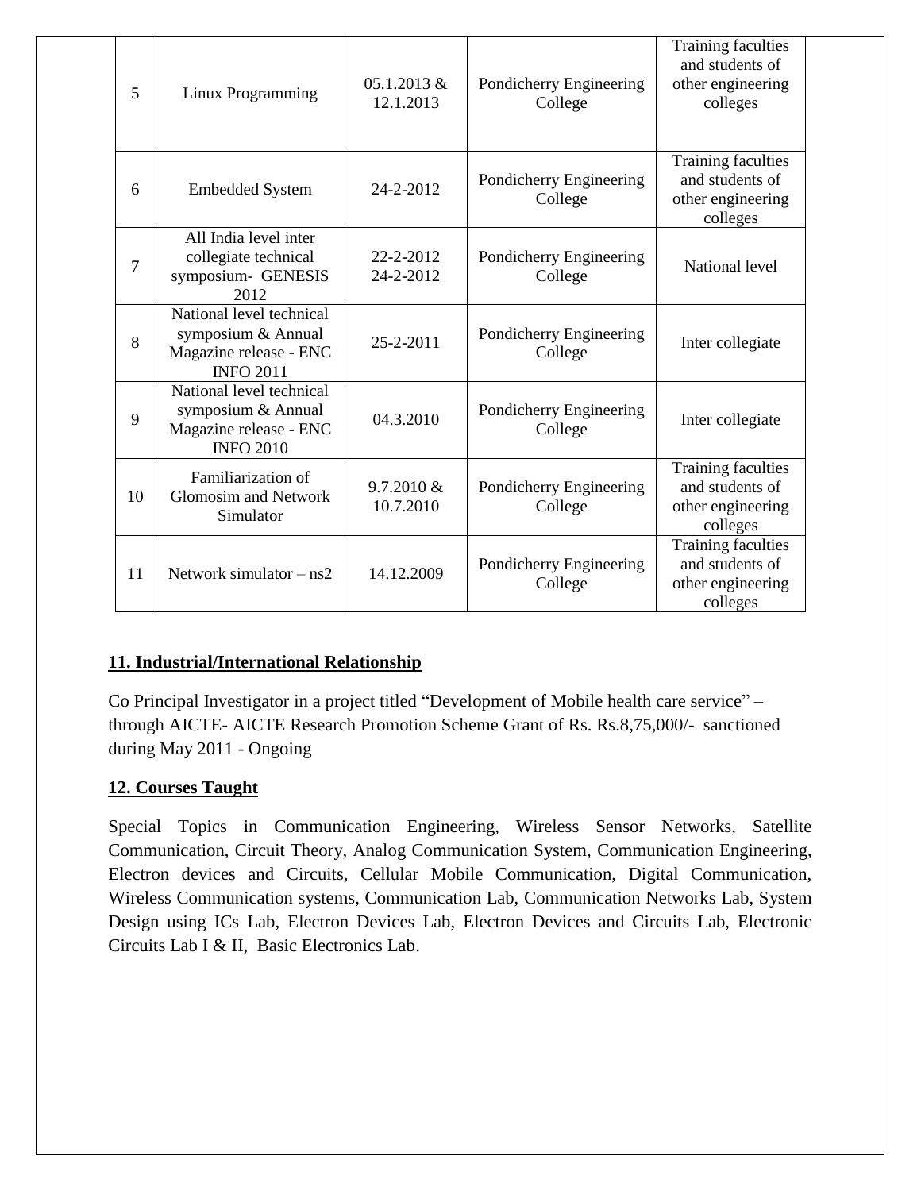| 5 | Linux Programming | 05.1.2013 & 12.1.2013 | Pondicherry Engineering College | Training faculties and students of other engineering colleges |
|---|---|---|---|---|
| 6 | Embedded System | 24-2-2012 | Pondicherry Engineering College | Training faculties and students of other engineering colleges |
| 7 | All India level inter collegiate technical symposium- GENESIS 2012 | 22-2-2012 24-2-2012 | Pondicherry Engineering College | National level |
| 8 | National level technical symposium & Annual Magazine release - ENC INFO 2011 | 25-2-2011 | Pondicherry Engineering College | Inter collegiate |
| 9 | National level technical symposium & Annual Magazine release - ENC INFO 2010 | 04.3.2010 | Pondicherry Engineering College | Inter collegiate |
| 10 | Familiarization of Glomosim and Network Simulator | 9.7.2010 & 10.7.2010 | Pondicherry Engineering College | Training faculties and students of other engineering colleges |
| 11 | Network simulator – ns2 | 14.12.2009 | Pondicherry Engineering College | Training faculties and students of other engineering colleges |

## 11. Industrial/International Relationship

Co Principal Investigator in a project titled "Development of Mobile health care service" – through AICTE- AICTE Research Promotion Scheme Grant of Rs. Rs.8,75,000/- sanctioned during May 2011 - Ongoing

## 12. Courses Taught

Special Topics in Communication Engineering, Wireless Sensor Networks, Satellite Communication, Circuit Theory, Analog Communication System, Communication Engineering, Electron devices and Circuits, Cellular Mobile Communication, Digital Communication, Wireless Communication systems, Communication Lab, Communication Networks Lab, System Design using ICs Lab, Electron Devices Lab, Electron Devices and Circuits Lab, Electronic Circuits Lab I & II, Basic Electronics Lab.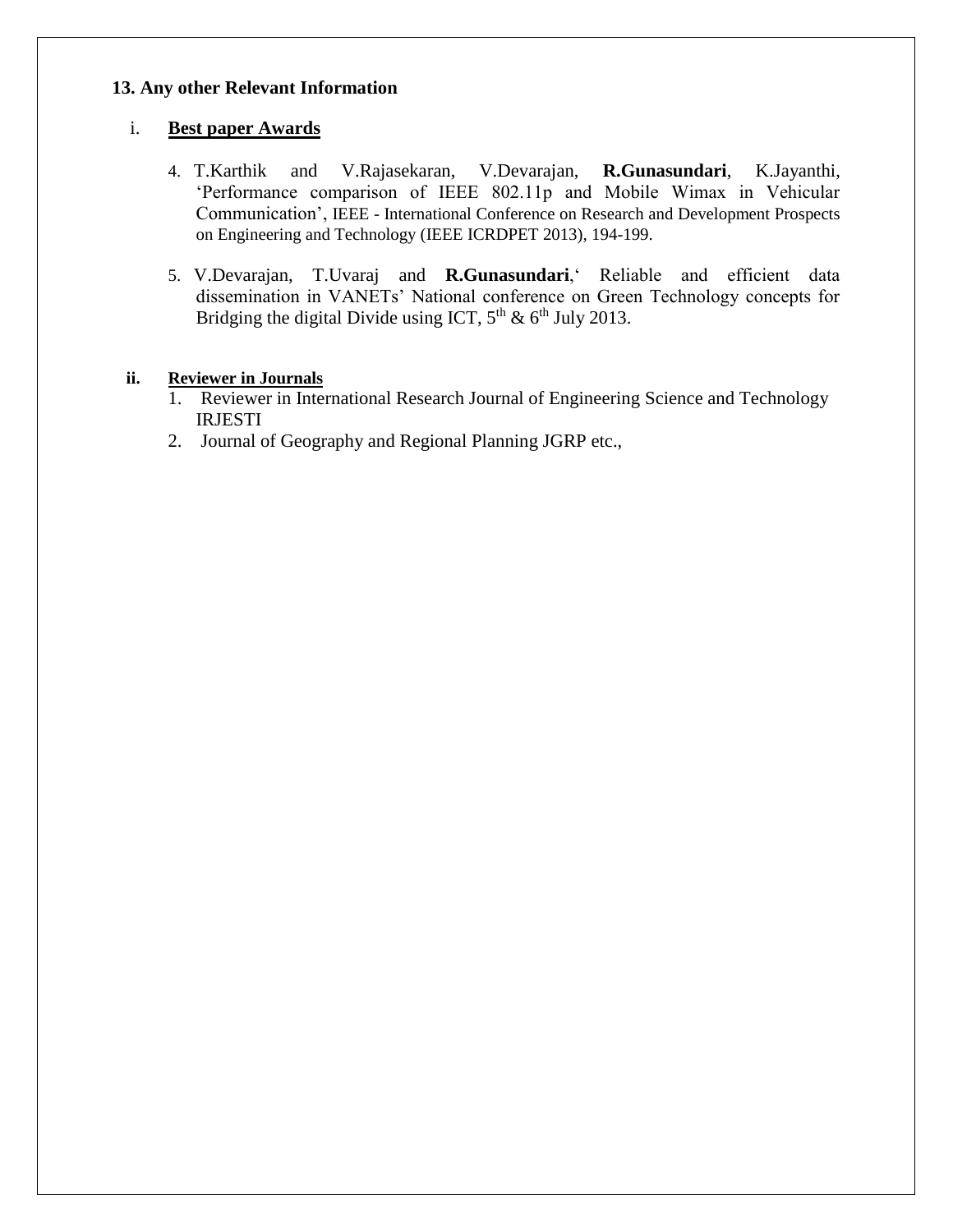**13. Any other Relevant Information**

i. **Best paper Awards**

4. T.Karthik and V.Rajasekaran, V.Devarajan, **R.Gunasundari**, K.Jayanthi, 'Performance comparison of IEEE 802.11p and Mobile Wimax in Vehicular Communication', IEEE - International Conference on Research and Development Prospects on Engineering and Technology (IEEE ICRDPET 2013), 194-199.

5. V.Devarajan, T.Uvaraj and **R.Gunasundari**,' Reliable and efficient data dissemination in VANETs' National conference on Green Technology concepts for Bridging the digital Divide using ICT, 5th & 6th July 2013.

**ii. Reviewer in Journals**

1. Reviewer in International Research Journal of Engineering Science and Technology IRJESTI
2. Journal of Geography and Regional Planning JGRP etc.,